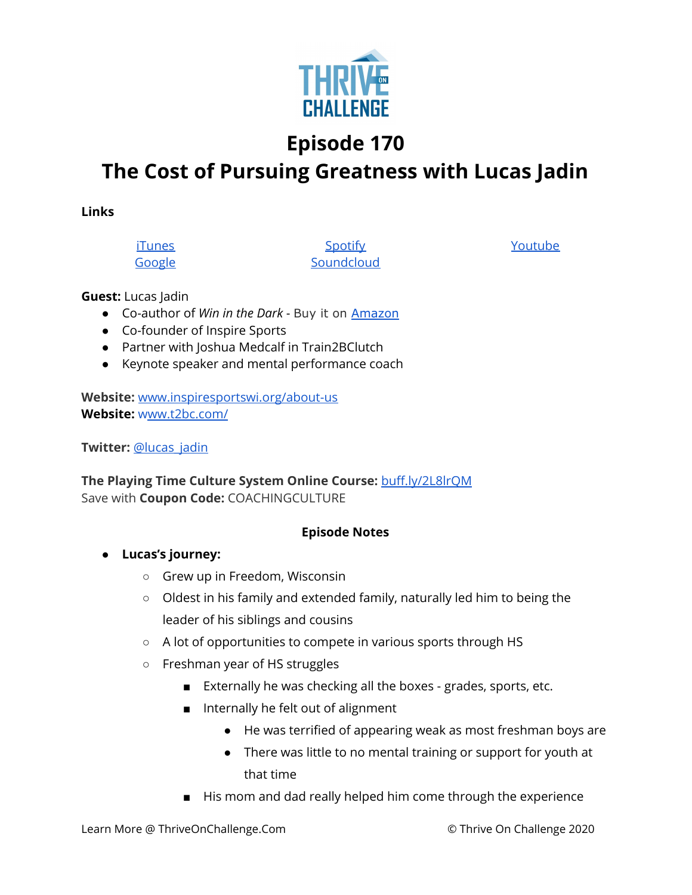# Episode 170
# The Cost of Pursuing Greatness with Lucas Jadin

**Links**

iTunes
Google
Spotify
Soundcloud
Youtube

**Guest:** Lucas Jadin

- Co-author of *Win in the Dark* - Buy it on Amazon
- Co-founder of Inspire Sports
- Partner with Joshua Medcalf in Train2BClutch
- Keynote speaker and mental performance coach

**Website:** www.inspiresportswi.org/about-us
**Website:** www.t2bc.com/

**Twitter:** @lucas_jadin

**The Playing Time Culture System Online Course:** buff.ly/2L8lrQM
Save with **Coupon Code:** COACHINGCULTURE

**Episode Notes**

- **Lucas's journey:**
  - Grew up in Freedom, Wisconsin
  - Oldest in his family and extended family, naturally led him to being the leader of his siblings and cousins
  - A lot of opportunities to compete in various sports through HS
  - Freshman year of HS struggles
    - Externally he was checking all the boxes - grades, sports, etc.
    - Internally he felt out of alignment
      - He was terrified of appearing weak as most freshman boys are
      - There was little to no mental training or support for youth at that time
    - His mom and dad really helped him come through the experience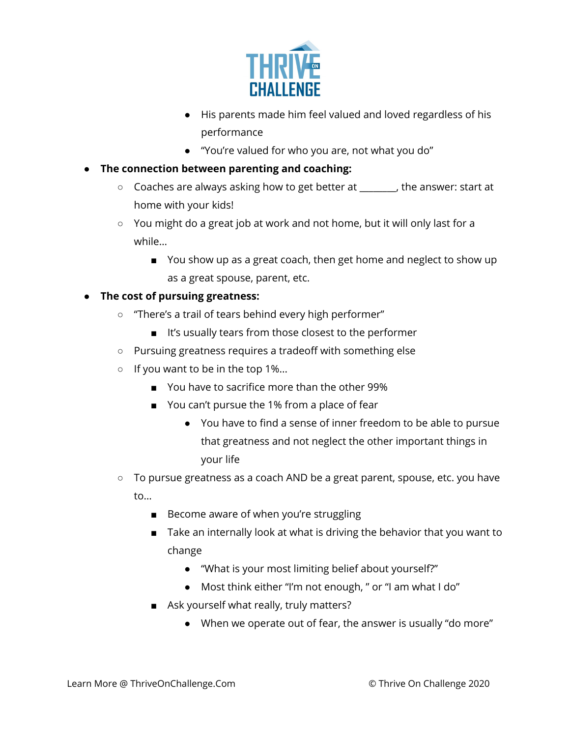- His parents made him feel valued and loved regardless of his performance
        - "You're valued for who you are, not what you do"
- **The connection between parenting and coaching:**
    - Coaches are always asking how to get better at _______, the answer: start at home with your kids!
    - You might do a great job at work and not home, but it will only last for a while...
        - You show up as a great coach, then get home and neglect to show up as a great spouse, parent, etc.
- **The cost of pursuing greatness:**
    - "There's a trail of tears behind every high performer"
        - It's usually tears from those closest to the performer
    - Pursuing greatness requires a tradeoff with something else
    - If you want to be in the top 1%...
        - You have to sacrifice more than the other 99%
        - You can't pursue the 1% from a place of fear
            - You have to find a sense of inner freedom to be able to pursue that greatness and not neglect the other important things in your life
    - To pursue greatness as a coach AND be a great parent, spouse, etc. you have to...
        - Become aware of when you're struggling
        - Take an internally look at what is driving the behavior that you want to change
            - "What is your most limiting belief about yourself?"
            - Most think either "I'm not enough, " or "I am what I do"
        - Ask yourself what really, truly matters?
            - When we operate out of fear, the answer is usually "do more"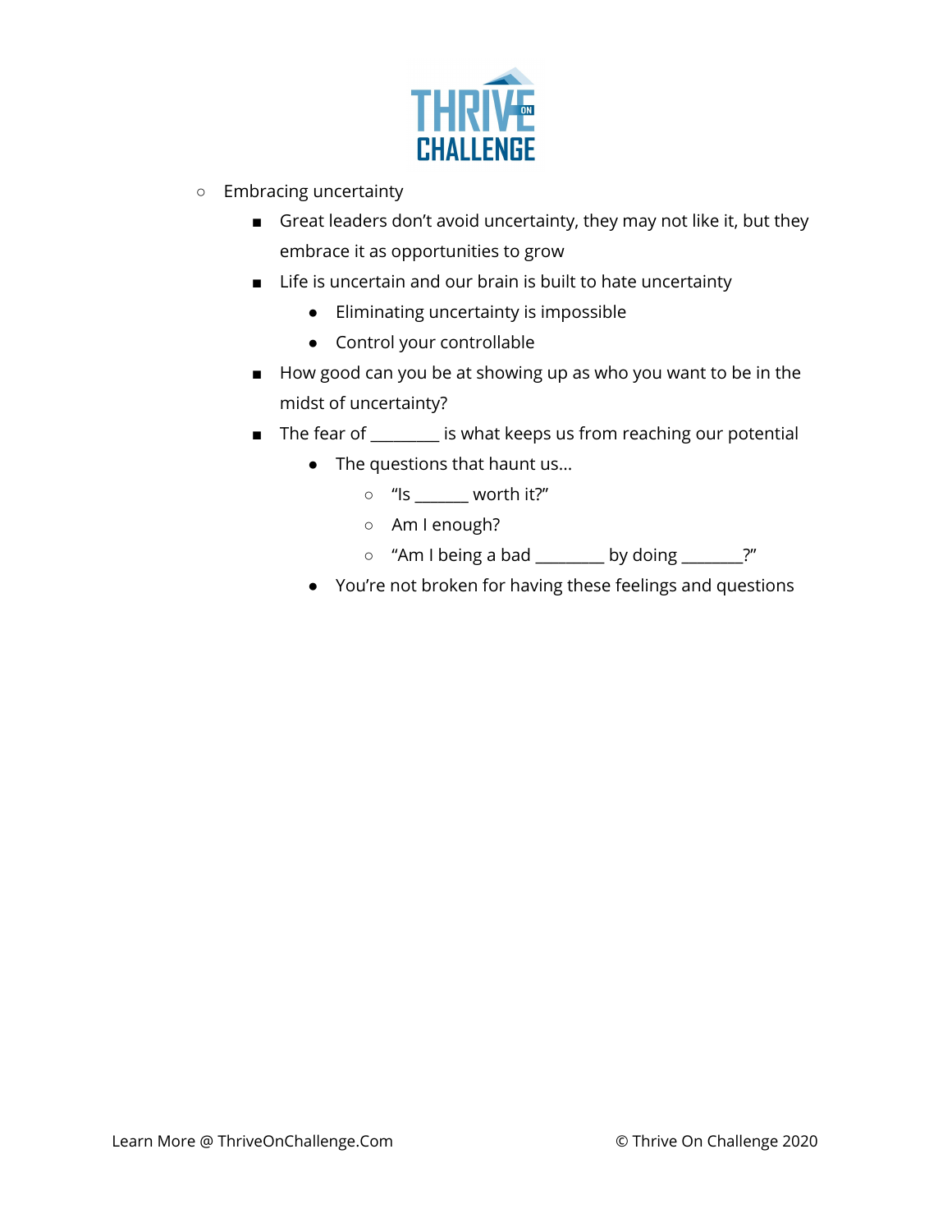- Embracing uncertainty
    - Great leaders don't avoid uncertainty, they may not like it, but they embrace it as opportunities to grow
    - Life is uncertain and our brain is built to hate uncertainty
        - Eliminating uncertainty is impossible
        - Control your controllable
    - How good can you be at showing up as who you want to be in the midst of uncertainty?
    - The fear of ________ is what keeps us from reaching our potential
        - The questions that haunt us…
            - "Is ______ worth it?"
            - Am I enough?
            - "Am I being a bad ________ by doing _______?"
        - You're not broken for having these feelings and questions

Learn More @ ThriveOnChallenge.Com

© Thrive On Challenge 2020